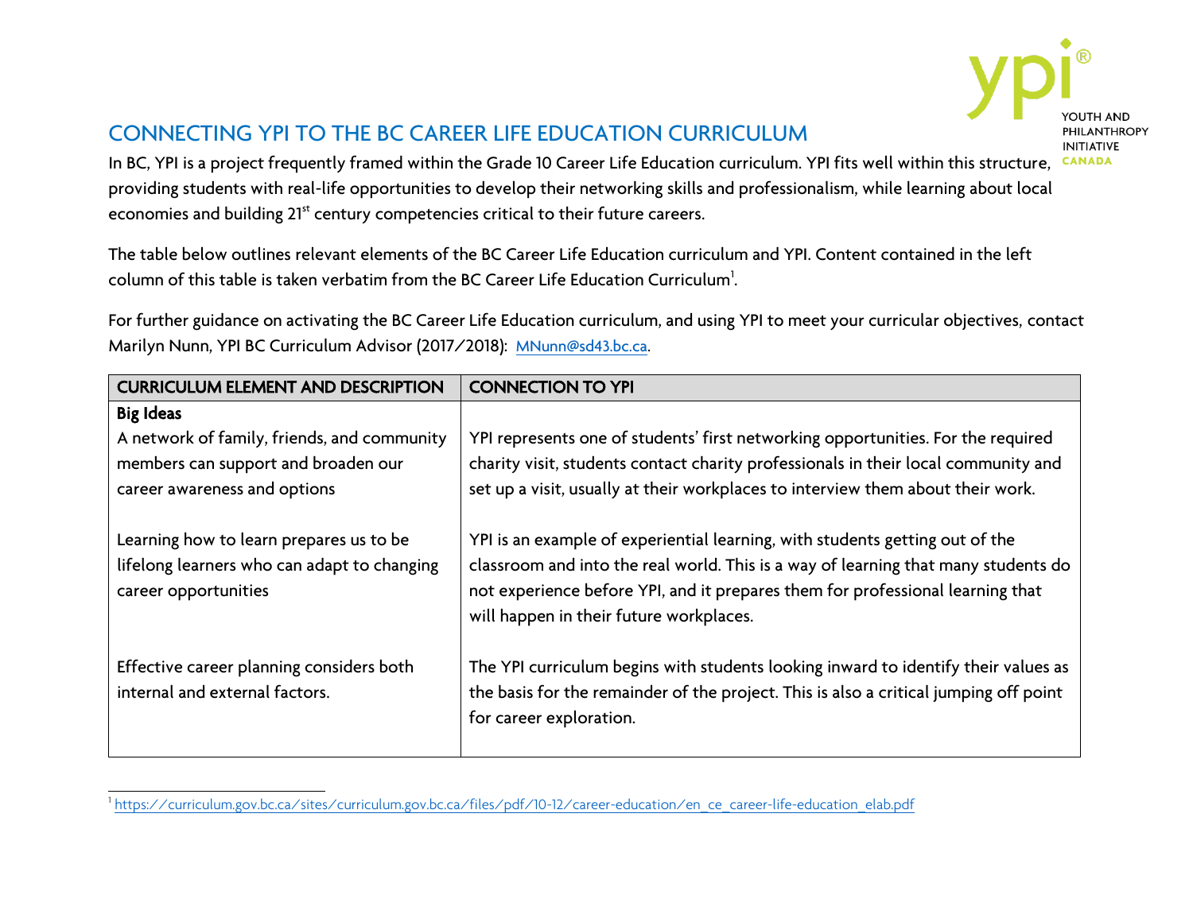# CONNECTING YPI TO THE BC CAREER LIFE EDUCATION CURRICULUM

In BC, YPI is a project frequently framed within the Grade 10 Career Life Education curriculum. YPI fits well within this structure, providing students with real-life opportunities to develop their networking skills and professionalism, while learning about local economies and building 21st century competencies critical to their future careers.

The table below outlines relevant elements of the BC Career Life Education curriculum and YPI. Content contained in the left column of this table is taken verbatim from the BC Career Life Education Curriculum[1].

For further guidance on activating the BC Career Life Education curriculum, and using YPI to meet your curricular objectives, contact Marilyn Nunn, YPI BC Curriculum Advisor (2017/2018): MNunn@sd43.bc.ca.

| CURRICULUM ELEMENT AND DESCRIPTION | CONNECTION TO YPI |
|---|---|
| **Big Ideas** | |
| A network of family, friends, and community members can support and broaden our career awareness and options | YPI represents one of students' first networking opportunities. For the required charity visit, students contact charity professionals in their local community and set up a visit, usually at their workplaces to interview them about their work. |
| Learning how to learn prepares us to be lifelong learners who can adapt to changing career opportunities | YPI is an example of experiential learning, with students getting out of the classroom and into the real world. This is a way of learning that many students do not experience before YPI, and it prepares them for professional learning that will happen in their future workplaces. |
| Effective career planning considers both internal and external factors. | The YPI curriculum begins with students looking inward to identify their values as the basis for the remainder of the project. This is also a critical jumping off point for career exploration. |

[1] https://curriculum.gov.bc.ca/sites/curriculum.gov.bc.ca/files/pdf/10-12/career-education/en_ce_career-life-education_elab.pdf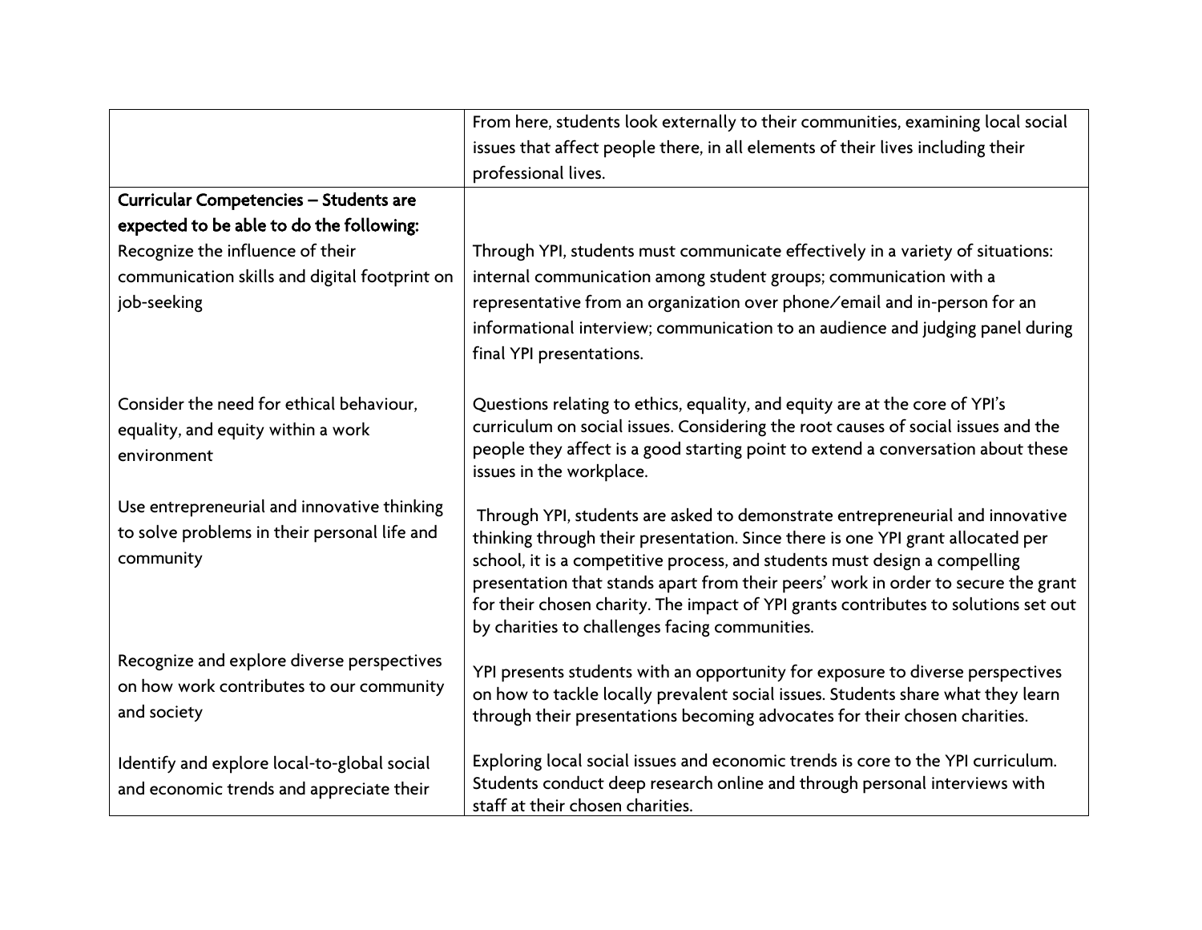| | |
|---|---|
| | From here, students look externally to their communities, examining local social issues that affect people there, in all elements of their lives including their professional lives. |
| **Curricular Competencies – Students are expected to be able to do the following:**<br>Recognize the influence of their communication skills and digital footprint on job-seeking | Through YPI, students must communicate effectively in a variety of situations: internal communication among student groups; communication with a representative from an organization over phone/email and in-person for an informational interview; communication to an audience and judging panel during final YPI presentations. |
| Consider the need for ethical behaviour, equality, and equity within a work environment | Questions relating to ethics, equality, and equity are at the core of YPI's curriculum on social issues. Considering the root causes of social issues and the people they affect is a good starting point to extend a conversation about these issues in the workplace. |
| Use entrepreneurial and innovative thinking to solve problems in their personal life and community | Through YPI, students are asked to demonstrate entrepreneurial and innovative thinking through their presentation. Since there is one YPI grant allocated per school, it is a competitive process, and students must design a compelling presentation that stands apart from their peers' work in order to secure the grant for their chosen charity. The impact of YPI grants contributes to solutions set out by charities to challenges facing communities. |
| Recognize and explore diverse perspectives on how work contributes to our community and society | YPI presents students with an opportunity for exposure to diverse perspectives on how to tackle locally prevalent social issues. Students share what they learn through their presentations becoming advocates for their chosen charities. |
| Identify and explore local-to-global social and economic trends and appreciate their | Exploring local social issues and economic trends is core to the YPI curriculum. Students conduct deep research online and through personal interviews with staff at their chosen charities. |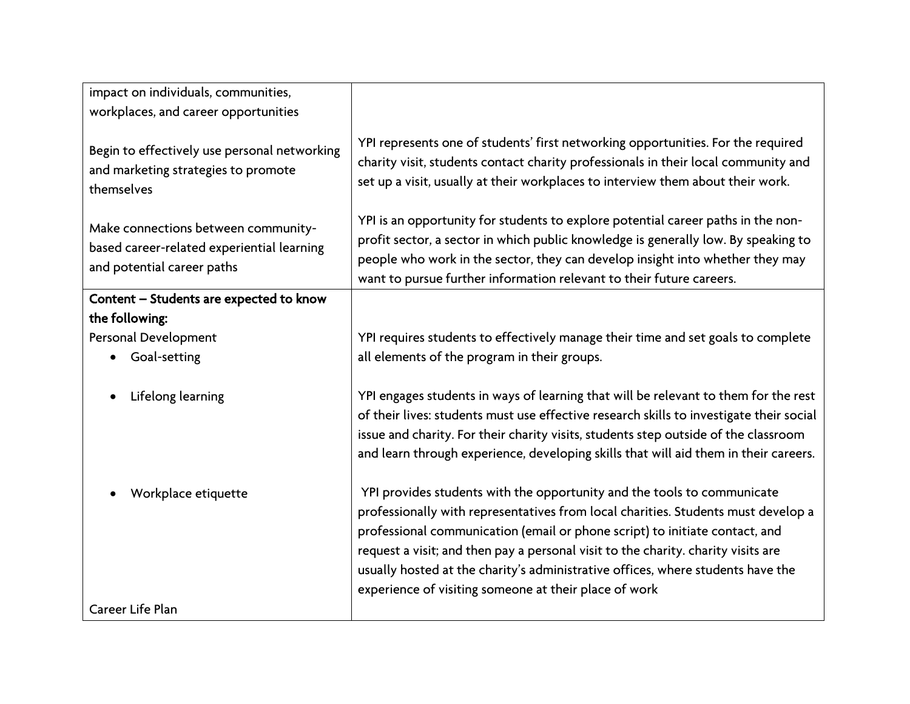| | |
|---|---|
| impact on individuals, communities, workplaces, and career opportunities | |
| Begin to effectively use personal networking and marketing strategies to promote themselves | YPI represents one of students' first networking opportunities. For the required charity visit, students contact charity professionals in their local community and set up a visit, usually at their workplaces to interview them about their work. |
| Make connections between community-based career-related experiential learning and potential career paths | YPI is an opportunity for students to explore potential career paths in the non-profit sector, a sector in which public knowledge is generally low. By speaking to people who work in the sector, they can develop insight into whether they may want to pursue further information relevant to their future careers. |
| **Content – Students are expected to know the following:** | |
| Personal Development<br>• Goal-setting | YPI requires students to effectively manage their time and set goals to complete all elements of the program in their groups. |
| • Lifelong learning | YPI engages students in ways of learning that will be relevant to them for the rest of their lives: students must use effective research skills to investigate their social issue and charity. For their charity visits, students step outside of the classroom and learn through experience, developing skills that will aid them in their careers. |
| • Workplace etiquette | YPI provides students with the opportunity and the tools to communicate professionally with representatives from local charities. Students must develop a professional communication (email or phone script) to initiate contact, and request a visit; and then pay a personal visit to the charity. charity visits are usually hosted at the charity's administrative offices, where students have the experience of visiting someone at their place of work |
| Career Life Plan | |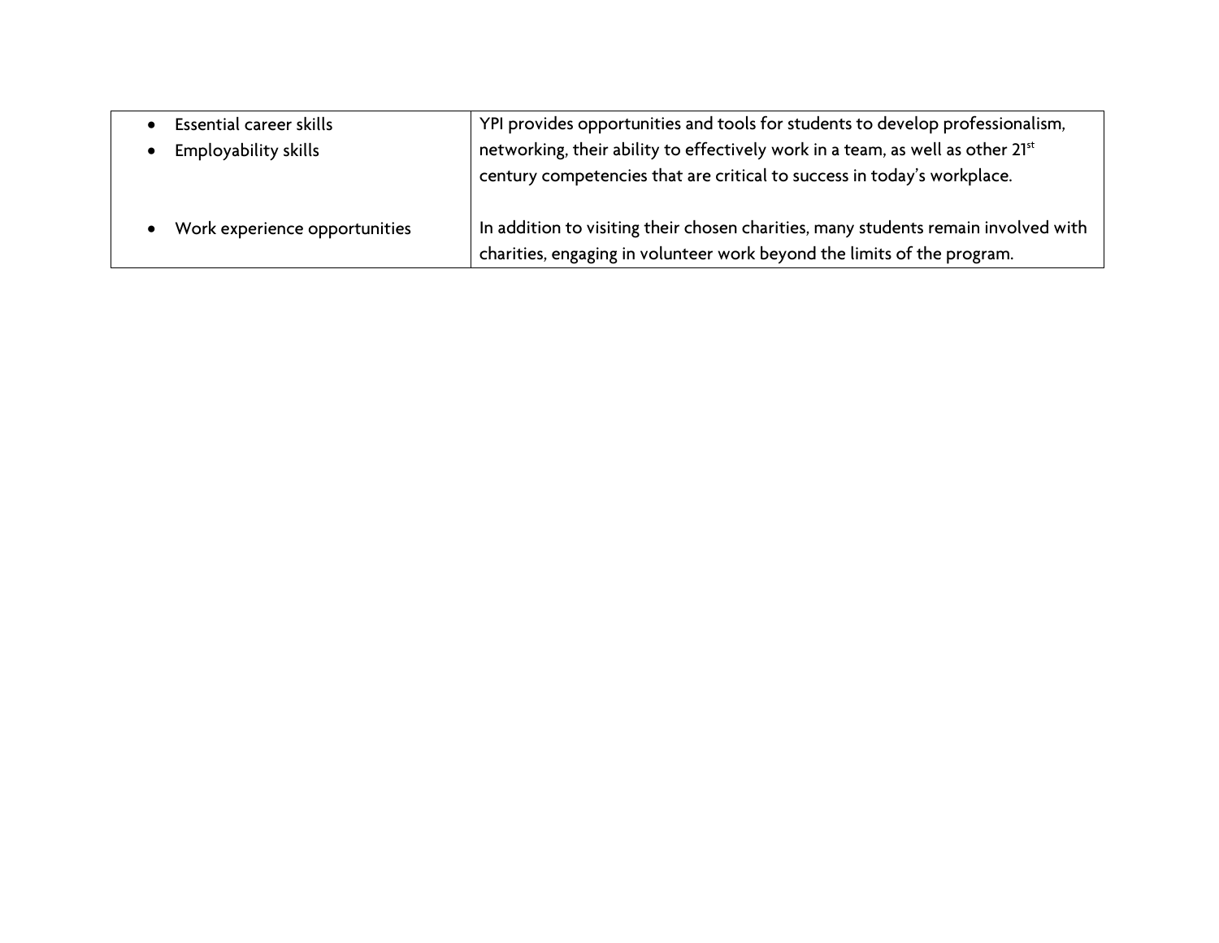| | |
|---|---|
| • Essential career skills<br>• Employability skills | YPI provides opportunities and tools for students to develop professionalism, networking, their ability to effectively work in a team, as well as other 21st century competencies that are critical to success in today's workplace. |
| • Work experience opportunities | In addition to visiting their chosen charities, many students remain involved with charities, engaging in volunteer work beyond the limits of the program. |